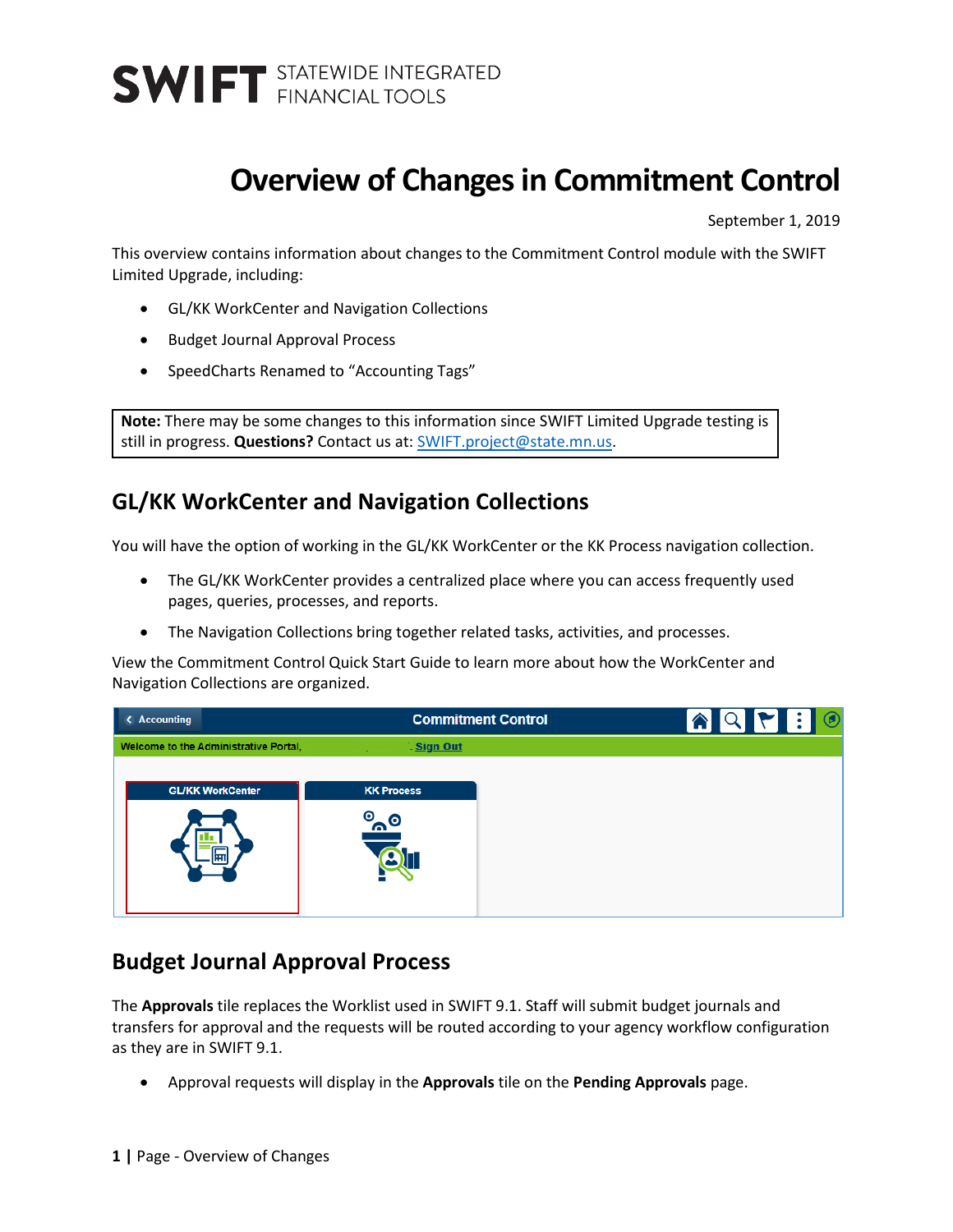SWIFT STATEWIDE INTEGRATED FINANCIAL TOOLS

# Overview of Changes in Commitment Control

September 1, 2019

This overview contains information about changes to the Commitment Control module with the SWIFT Limited Upgrade, including:

- GL/KK WorkCenter and Navigation Collections
- Budget Journal Approval Process
- SpeedCharts Renamed to "Accounting Tags"

> **Note:** There may be some changes to this information since SWIFT Limited Upgrade testing is still in progress. **Questions?** Contact us at: SWIFT.project@state.mn.us.

## GL/KK WorkCenter and Navigation Collections

You will have the option of working in the GL/KK WorkCenter or the KK Process navigation collection.

- The GL/KK WorkCenter provides a centralized place where you can access frequently used pages, queries, processes, and reports.
- The Navigation Collections bring together related tasks, activities, and processes.

View the Commitment Control Quick Start Guide to learn more about how the WorkCenter and Navigation Collections are organized.

## Budget Journal Approval Process

The **Approvals** tile replaces the Worklist used in SWIFT 9.1. Staff will submit budget journals and transfers for approval and the requests will be routed according to your agency workflow configuration as they are in SWIFT 9.1.

- Approval requests will display in the **Approvals** tile on the **Pending Approvals** page.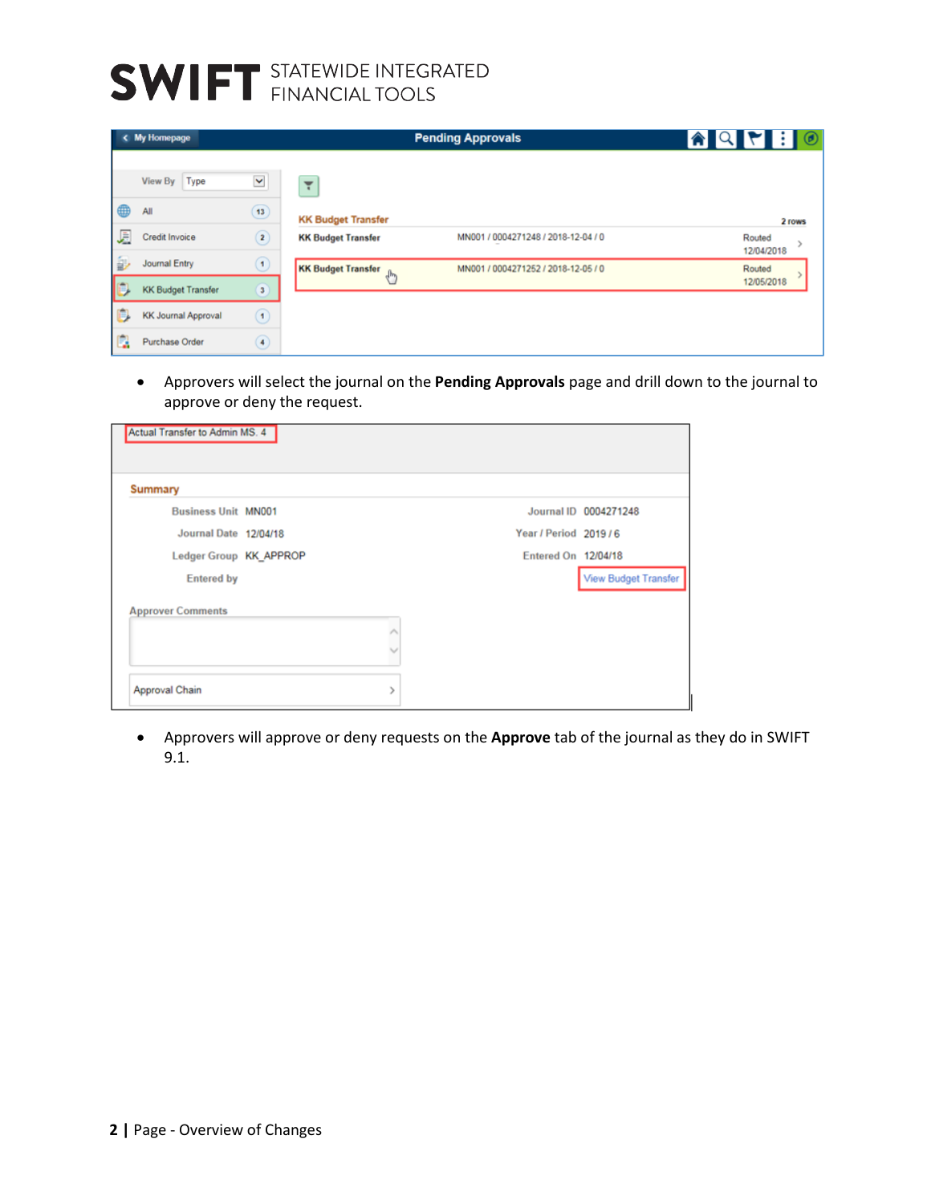**SWIFT** STATEWIDE INTEGRATED FINANCIAL TOOLS

- Approvers will select the journal on the **Pending Approvals** page and drill down to the journal to approve or deny the request.

- Approvers will approve or deny requests on the **Approve** tab of the journal as they do in SWIFT 9.1.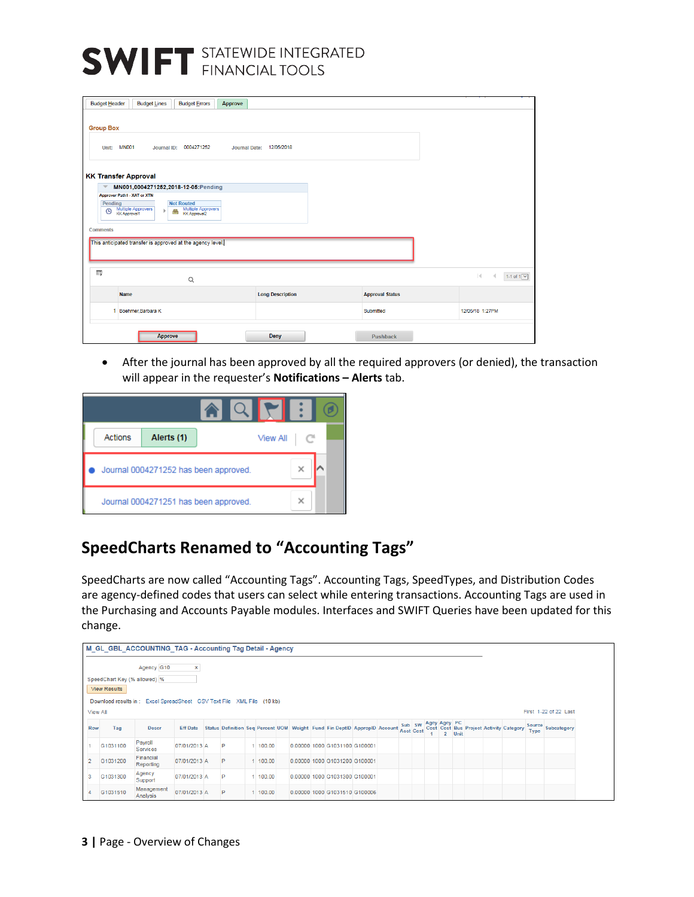- After the journal has been approved by all the required approvers (or denied), the transaction will appear in the requester's **Notifications – Alerts** tab.

## SpeedCharts Renamed to "Accounting Tags"

SpeedCharts are now called "Accounting Tags". Accounting Tags, SpeedTypes, and Distribution Codes are agency-defined codes that users can select while entering transactions. Accounting Tags are used in the Purchasing and Accounts Payable modules. Interfaces and SWIFT Queries have been updated for this change.